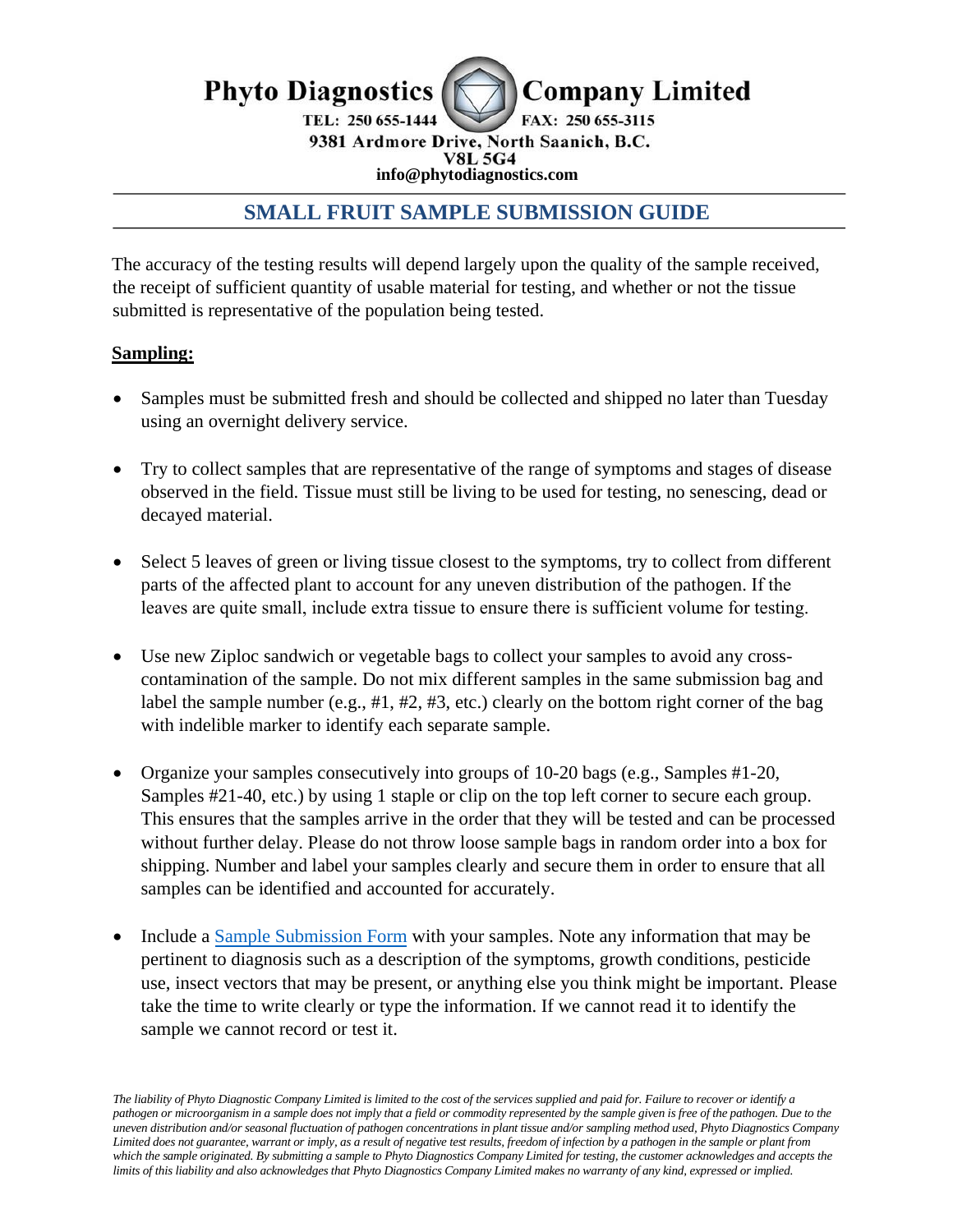**Phyto Diagnostics Company Limited**

**TEL: 250 655-1444 FAX: 250 655-3115**

**9381 Ardmore Drive, North Saanich, B.C.**

**V8L 5G4**

**info@phytodiagnostics.com**

# SMALL FRUIT SAMPLE SUBMISSION GUIDE

The accuracy of the testing results will depend largely upon the quality of the sample received, the receipt of sufficient quantity of usable material for testing, and whether or not the tissue submitted is representative of the population being tested.

**Sampling:**

- Samples must be submitted fresh and should be collected and shipped no later than Tuesday using an overnight delivery service.
- Try to collect samples that are representative of the range of symptoms and stages of disease observed in the field. Tissue must still be living to be used for testing, no senescing, dead or decayed material.
- Select 5 leaves of green or living tissue closest to the symptoms, try to collect from different parts of the affected plant to account for any uneven distribution of the pathogen. If the leaves are quite small, include extra tissue to ensure there is sufficient volume for testing.
- Use new Ziploc sandwich or vegetable bags to collect your samples to avoid any cross-contamination of the sample. Do not mix different samples in the same submission bag and label the sample number (e.g., #1, #2, #3, etc.) clearly on the bottom right corner of the bag with indelible marker to identify each separate sample.
- Organize your samples consecutively into groups of 10-20 bags (e.g., Samples #1-20, Samples #21-40, etc.) by using 1 staple or clip on the top left corner to secure each group. This ensures that the samples arrive in the order that they will be tested and can be processed without further delay. Please do not throw loose sample bags in random order into a box for shipping. Number and label your samples clearly and secure them in order to ensure that all samples can be identified and accounted for accurately.
- Include a Sample Submission Form with your samples. Note any information that may be pertinent to diagnosis such as a description of the symptoms, growth conditions, pesticide use, insect vectors that may be present, or anything else you think might be important. Please take the time to write clearly or type the information. If we cannot read it to identify the sample we cannot record or test it.

*The liability of Phyto Diagnostic Company Limited is limited to the cost of the services supplied and paid for. Failure to recover or identify a pathogen or microorganism in a sample does not imply that a field or commodity represented by the sample given is free of the pathogen. Due to the uneven distribution and/or seasonal fluctuation of pathogen concentrations in plant tissue and/or sampling method used, Phyto Diagnostics Company Limited does not guarantee, warrant or imply, as a result of negative test results, freedom of infection by a pathogen in the sample or plant from which the sample originated. By submitting a sample to Phyto Diagnostics Company Limited for testing, the customer acknowledges and accepts the limits of this liability and also acknowledges that Phyto Diagnostics Company Limited makes no warranty of any kind, expressed or implied.*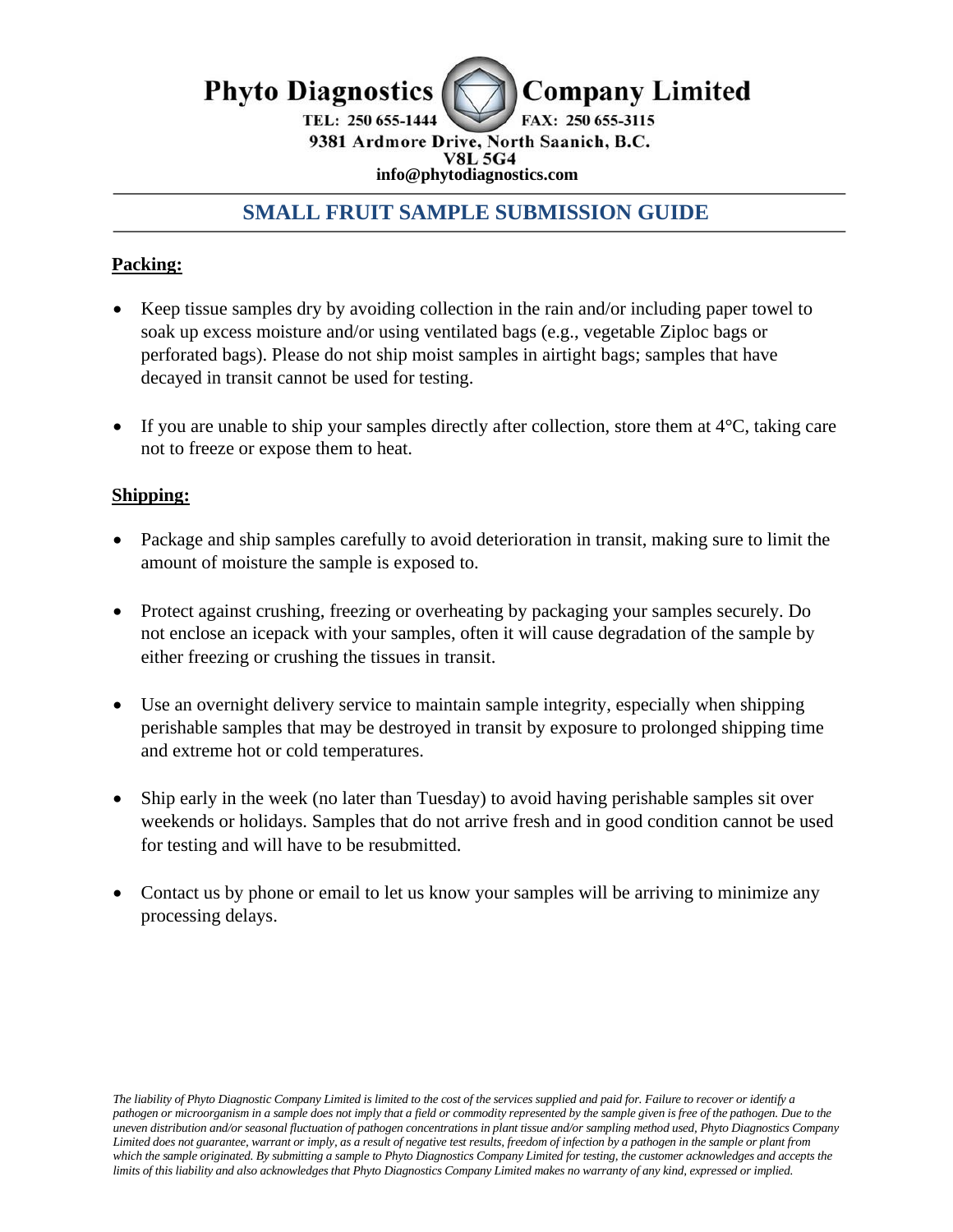**Phyto Diagnostics Company Limited**

**TEL: 250 655-1444 FAX: 250 655-3115**
**9381 Ardmore Drive, North Saanich, B.C.**
**V8L 5G4**
**info@phytodiagnostics.com**

## SMALL FRUIT SAMPLE SUBMISSION GUIDE

### Packing:

- Keep tissue samples dry by avoiding collection in the rain and/or including paper towel to soak up excess moisture and/or using ventilated bags (e.g., vegetable Ziploc bags or perforated bags). Please do not ship moist samples in airtight bags; samples that have decayed in transit cannot be used for testing.
- If you are unable to ship your samples directly after collection, store them at 4°C, taking care not to freeze or expose them to heat.

### Shipping:

- Package and ship samples carefully to avoid deterioration in transit, making sure to limit the amount of moisture the sample is exposed to.
- Protect against crushing, freezing or overheating by packaging your samples securely. Do not enclose an icepack with your samples, often it will cause degradation of the sample by either freezing or crushing the tissues in transit.
- Use an overnight delivery service to maintain sample integrity, especially when shipping perishable samples that may be destroyed in transit by exposure to prolonged shipping time and extreme hot or cold temperatures.
- Ship early in the week (no later than Tuesday) to avoid having perishable samples sit over weekends or holidays. Samples that do not arrive fresh and in good condition cannot be used for testing and will have to be resubmitted.
- Contact us by phone or email to let us know your samples will be arriving to minimize any processing delays.

*The liability of Phyto Diagnostic Company Limited is limited to the cost of the services supplied and paid for. Failure to recover or identify a pathogen or microorganism in a sample does not imply that a field or commodity represented by the sample given is free of the pathogen. Due to the uneven distribution and/or seasonal fluctuation of pathogen concentrations in plant tissue and/or sampling method used, Phyto Diagnostics Company Limited does not guarantee, warrant or imply, as a result of negative test results, freedom of infection by a pathogen in the sample or plant from which the sample originated. By submitting a sample to Phyto Diagnostics Company Limited for testing, the customer acknowledges and accepts the limits of this liability and also acknowledges that Phyto Diagnostics Company Limited makes no warranty of any kind, expressed or implied.*